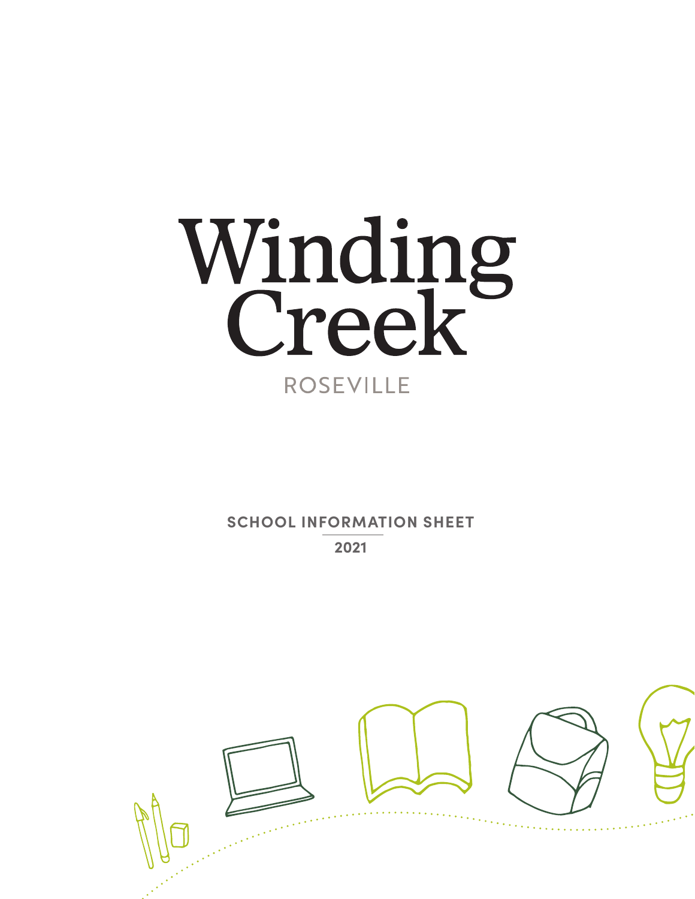# Winding Creek

ROSEVILLE

**SCHOOL INFORMATION SHEET**

**2021**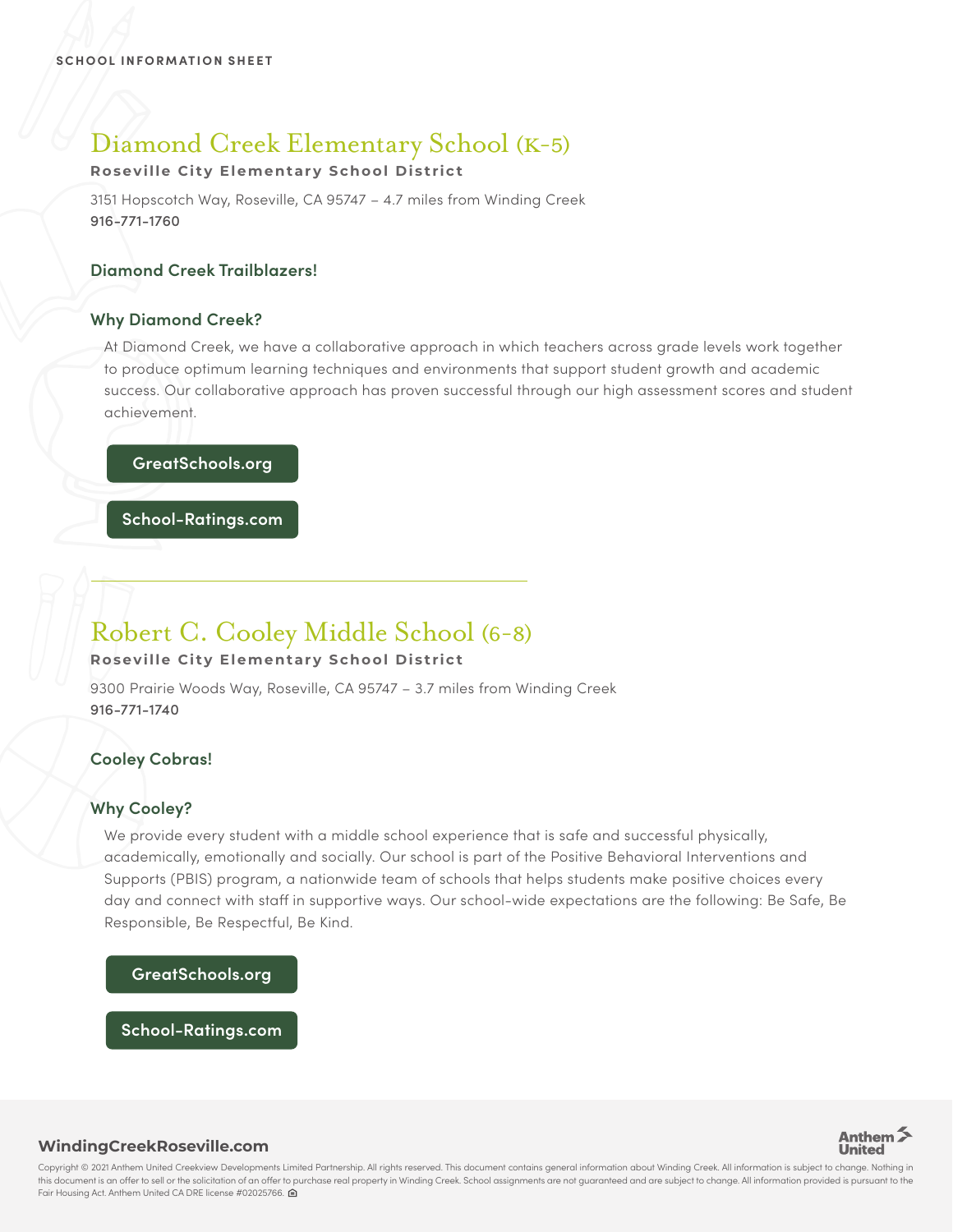SCHOOL INFORMATION SHEET

## Diamond Creek Elementary School (K-5)

**Roseville City Elementary School District**

3151 Hopscotch Way, Roseville, CA 95747 – 4.7 miles from Winding Creek
916-771-1760

### Diamond Creek Trailblazers!

### Why Diamond Creek?

At Diamond Creek, we have a collaborative approach in which teachers across grade levels work together to produce optimum learning techniques and environments that support student growth and academic success. Our collaborative approach has proven successful through our high assessment scores and student achievement.

GreatSchools.org

School-Ratings.com

---

## Robert C. Cooley Middle School (6-8)

**Roseville City Elementary School District**

9300 Prairie Woods Way, Roseville, CA 95747 – 3.7 miles from Winding Creek
916-771-1740

### Cooley Cobras!

### Why Cooley?

We provide every student with a middle school experience that is safe and successful physically, academically, emotionally and socially. Our school is part of the Positive Behavioral Interventions and Supports (PBIS) program, a nationwide team of schools that helps students make positive choices every day and connect with staff in supportive ways. Our school-wide expectations are the following: Be Safe, Be Responsible, Be Respectful, Be Kind.

GreatSchools.org

School-Ratings.com

**WindingCreekRoseville.com**

Anthem United

Copyright © 2021 Anthem United Creekview Developments Limited Partnership. All rights reserved. This document contains general information about Winding Creek. All information is subject to change. Nothing in this document is an offer to sell or the solicitation of an offer to purchase real property in Winding Creek. School assignments are not guaranteed and are subject to change. All information provided is pursuant to the Fair Housing Act. Anthem United CA DRE license #02025766.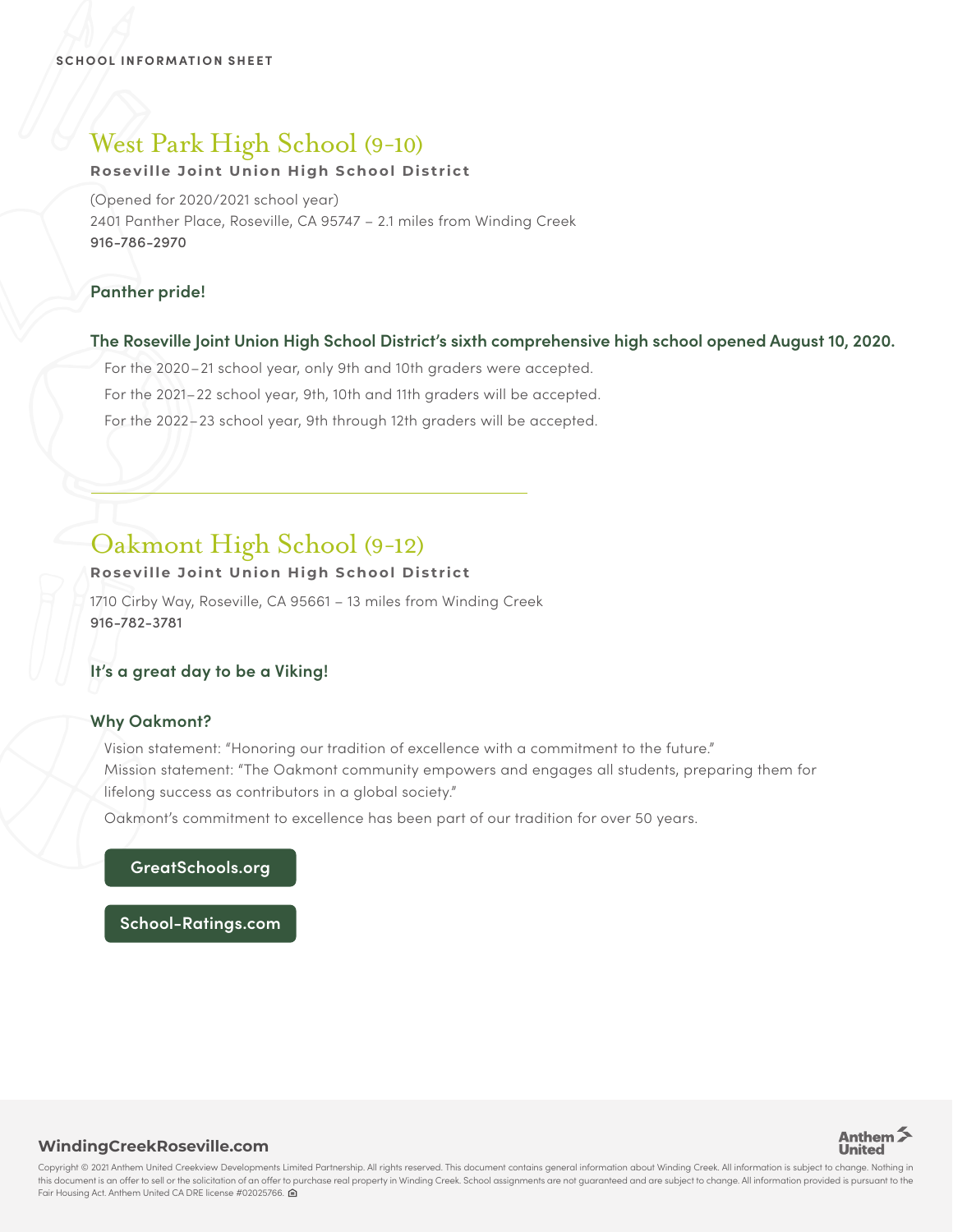SCHOOL INFORMATION SHEET

## West Park High School (9-10)

**Roseville Joint Union High School District**

(Opened for 2020/2021 school year)
2401 Panther Place, Roseville, CA 95747 – 2.1 miles from Winding Creek
916-786-2970

### Panther pride!

**The Roseville Joint Union High School District's sixth comprehensive high school opened August 10, 2020.**

For the 2020–21 school year, only 9th and 10th graders were accepted.

For the 2021–22 school year, 9th, 10th and 11th graders will be accepted.

For the 2022–23 school year, 9th through 12th graders will be accepted.

---

## Oakmont High School (9-12)

**Roseville Joint Union High School District**

1710 Cirby Way, Roseville, CA 95661 – 13 miles from Winding Creek
916-782-3781

### It's a great day to be a Viking!

### Why Oakmont?

Vision statement: "Honoring our tradition of excellence with a commitment to the future."
Mission statement: "The Oakmont community empowers and engages all students, preparing them for lifelong success as contributors in a global society."

Oakmont's commitment to excellence has been part of our tradition for over 50 years.

GreatSchools.org

School-Ratings.com

**WindingCreekRoseville.com**

Anthem United

Copyright © 2021 Anthem United Creekview Developments Limited Partnership. All rights reserved. This document contains general information about Winding Creek. All information is subject to change. Nothing in this document is an offer to sell or the solicitation of an offer to purchase real property in Winding Creek. School assignments are not guaranteed and are subject to change. All information provided is pursuant to the Fair Housing Act. Anthem United CA DRE license #02025766.